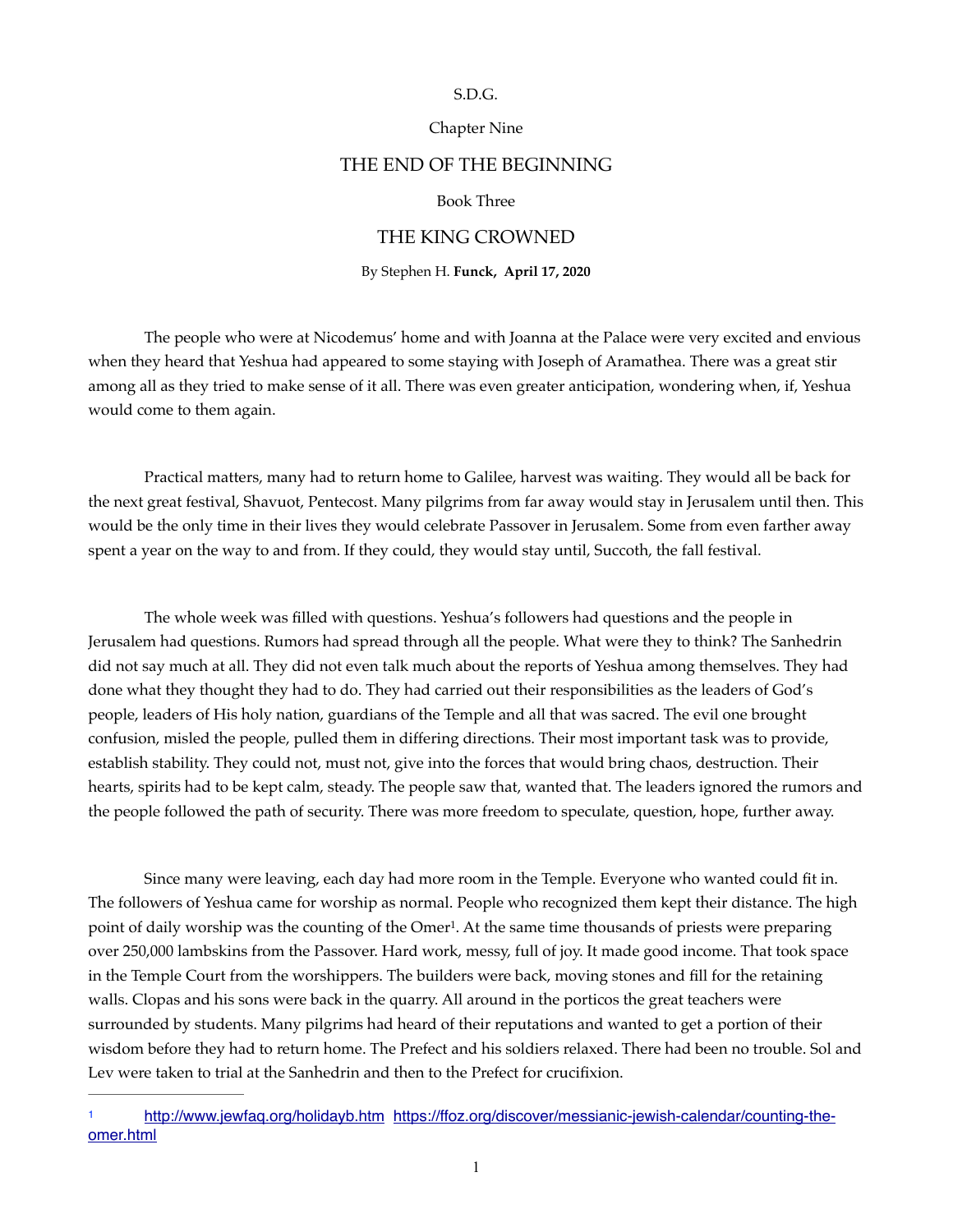S.D.G.

Chapter Nine

# THE END OF THE BEGINNING

Book Three

# THE KING CROWNED

By Stephen H. **Funck, April 17, 2020**

The people who were at Nicodemus' home and with Joanna at the Palace were very excited and envious when they heard that Yeshua had appeared to some staying with Joseph of Aramathea. There was a great stir among all as they tried to make sense of it all. There was even greater anticipation, wondering when, if, Yeshua would come to them again.

Practical matters, many had to return home to Galilee, harvest was waiting. They would all be back for the next great festival, Shavuot, Pentecost. Many pilgrims from far away would stay in Jerusalem until then. This would be the only time in their lives they would celebrate Passover in Jerusalem. Some from even farther away spent a year on the way to and from. If they could, they would stay until, Succoth, the fall festival.

The whole week was filled with questions. Yeshua's followers had questions and the people in Jerusalem had questions. Rumors had spread through all the people. What were they to think? The Sanhedrin did not say much at all. They did not even talk much about the reports of Yeshua among themselves. They had done what they thought they had to do. They had carried out their responsibilities as the leaders of God's people, leaders of His holy nation, guardians of the Temple and all that was sacred. The evil one brought confusion, misled the people, pulled them in differing directions. Their most important task was to provide, establish stability. They could not, must not, give into the forces that would bring chaos, destruction. Their hearts, spirits had to be kept calm, steady. The people saw that, wanted that. The leaders ignored the rumors and the people followed the path of security. There was more freedom to speculate, question, hope, further away.

Since many were leaving, each day had more room in the Temple. Everyone who wanted could fit in. The followers of Yeshua came for worship as normal. People who recognized them kept their distance. The high point of daily worship was the counting of the Omer[1]. At the same time thousands of priests were preparing over 250,000 lambskins from the Passover. Hard work, messy, full of joy. It made good income. That took space in the Temple Court from the worshippers. The builders were back, moving stones and fill for the retaining walls. Clopas and his sons were back in the quarry. All around in the porticos the great teachers were surrounded by students. Many pilgrims had heard of their reputations and wanted to get a portion of their wisdom before they had to return home. The Prefect and his soldiers relaxed. There had been no trouble. Sol and Lev were taken to trial at the Sanhedrin and then to the Prefect for crucifixion.

---

[1] http://www.jewfaq.org/holidayb.htm https://ffoz.org/discover/messianic-jewish-calendar/counting-the-omer.html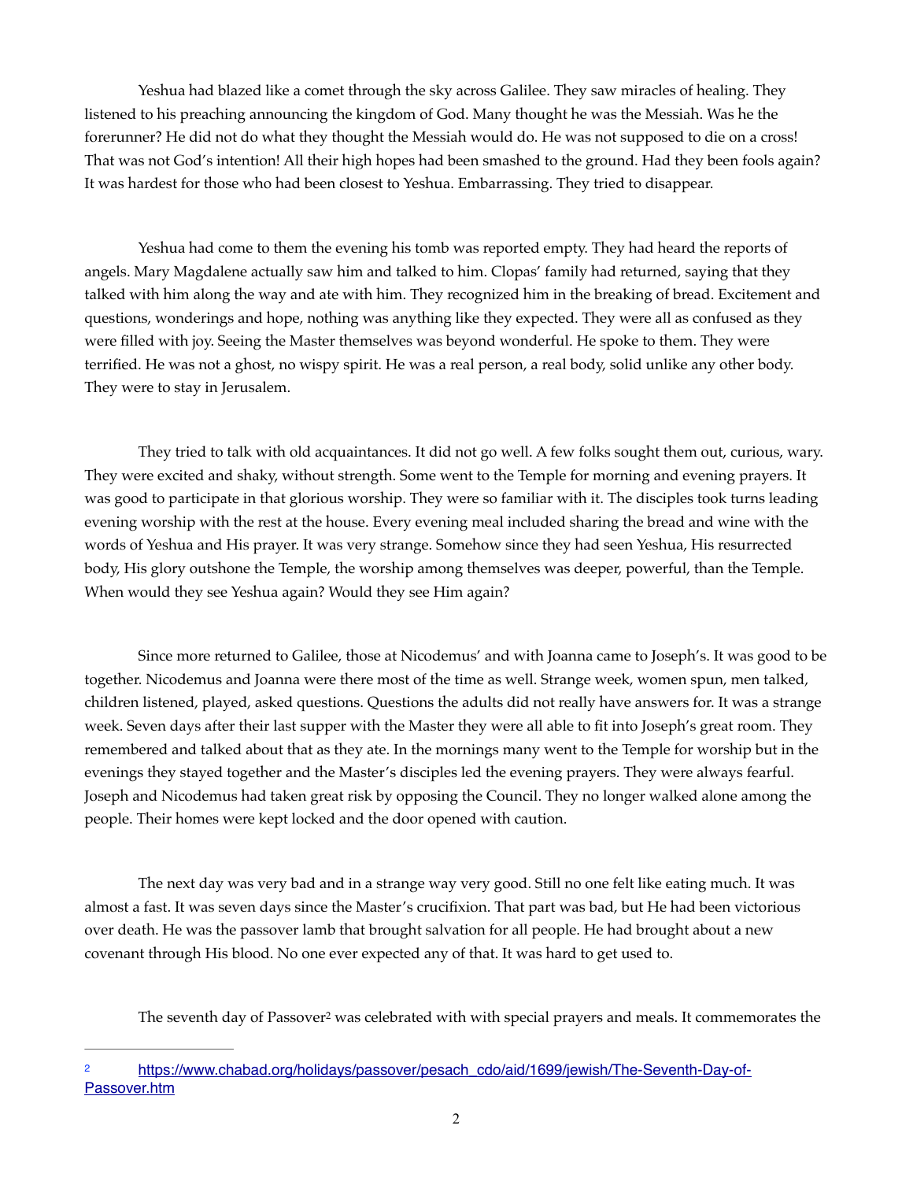Yeshua had blazed like a comet through the sky across Galilee. They saw miracles of healing. They listened to his preaching announcing the kingdom of God. Many thought he was the Messiah. Was he the forerunner? He did not do what they thought the Messiah would do. He was not supposed to die on a cross! That was not God's intention! All their high hopes had been smashed to the ground. Had they been fools again? It was hardest for those who had been closest to Yeshua. Embarrassing. They tried to disappear.

Yeshua had come to them the evening his tomb was reported empty. They had heard the reports of angels. Mary Magdalene actually saw him and talked to him. Clopas' family had returned, saying that they talked with him along the way and ate with him. They recognized him in the breaking of bread. Excitement and questions, wonderings and hope, nothing was anything like they expected. They were all as confused as they were filled with joy. Seeing the Master themselves was beyond wonderful. He spoke to them. They were terrified. He was not a ghost, no wispy spirit. He was a real person, a real body, solid unlike any other body. They were to stay in Jerusalem.

They tried to talk with old acquaintances. It did not go well. A few folks sought them out, curious, wary. They were excited and shaky, without strength. Some went to the Temple for morning and evening prayers. It was good to participate in that glorious worship. They were so familiar with it. The disciples took turns leading evening worship with the rest at the house. Every evening meal included sharing the bread and wine with the words of Yeshua and His prayer. It was very strange. Somehow since they had seen Yeshua, His resurrected body, His glory outshone the Temple, the worship among themselves was deeper, powerful, than the Temple. When would they see Yeshua again? Would they see Him again?

Since more returned to Galilee, those at Nicodemus' and with Joanna came to Joseph's. It was good to be together. Nicodemus and Joanna were there most of the time as well. Strange week, women spun, men talked, children listened, played, asked questions. Questions the adults did not really have answers for. It was a strange week. Seven days after their last supper with the Master they were all able to fit into Joseph's great room. They remembered and talked about that as they ate. In the mornings many went to the Temple for worship but in the evenings they stayed together and the Master's disciples led the evening prayers. They were always fearful. Joseph and Nicodemus had taken great risk by opposing the Council. They no longer walked alone among the people. Their homes were kept locked and the door opened with caution.

The next day was very bad and in a strange way very good. Still no one felt like eating much. It was almost a fast. It was seven days since the Master's crucifixion. That part was bad, but He had been victorious over death. He was the passover lamb that brought salvation for all people. He had brought about a new covenant through His blood. No one ever expected any of that. It was hard to get used to.

The seventh day of Passover[2] was celebrated with with special prayers and meals. It commemorates the

---

[2] https://www.chabad.org/holidays/passover/pesach_cdo/aid/1699/jewish/The-Seventh-Day-of-Passover.htm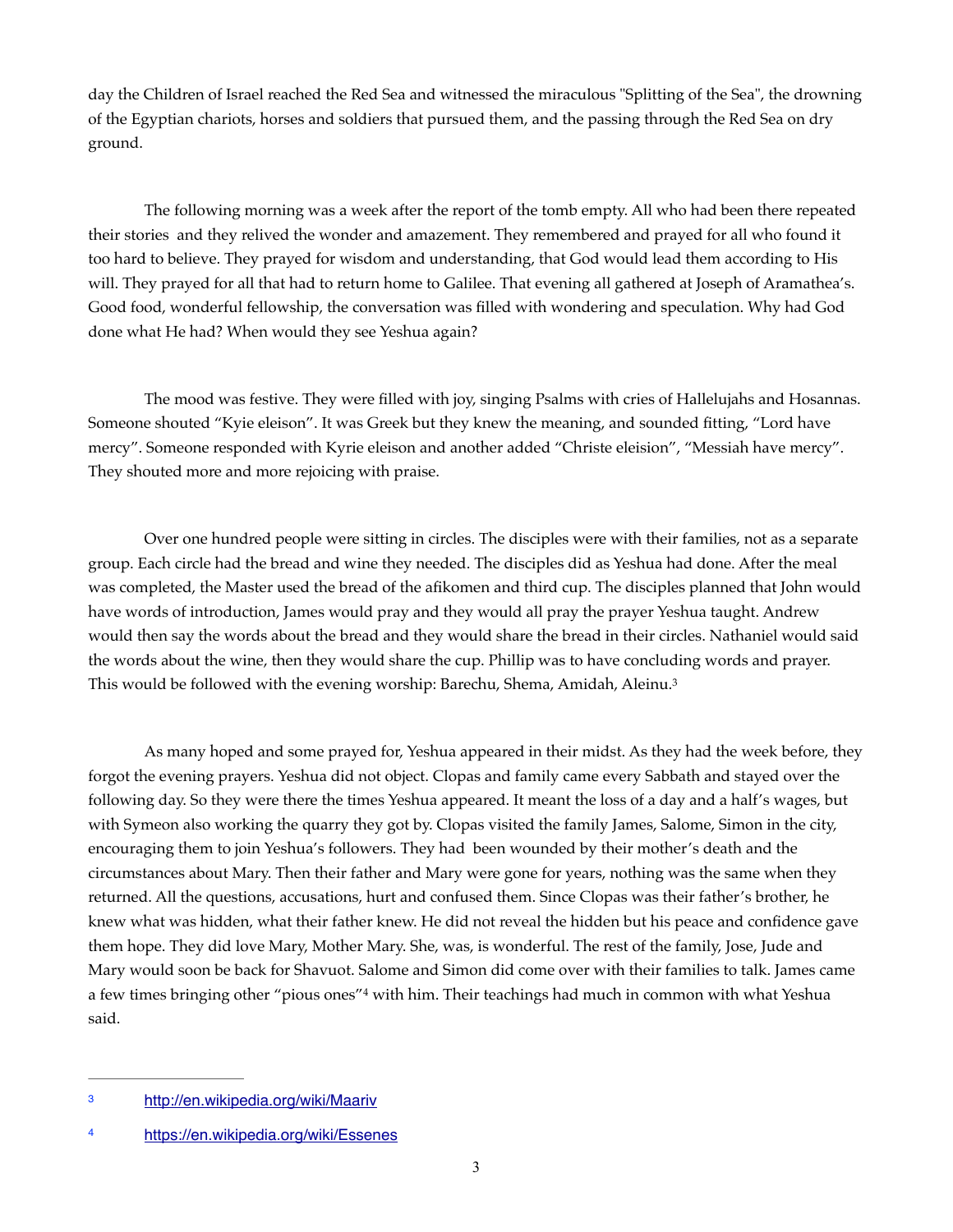day the Children of Israel reached the Red Sea and witnessed the miraculous "Splitting of the Sea", the drowning of the Egyptian chariots, horses and soldiers that pursued them, and the passing through the Red Sea on dry ground.

The following morning was a week after the report of the tomb empty. All who had been there repeated their stories and they relived the wonder and amazement. They remembered and prayed for all who found it too hard to believe. They prayed for wisdom and understanding, that God would lead them according to His will. They prayed for all that had to return home to Galilee. That evening all gathered at Joseph of Aramathea's. Good food, wonderful fellowship, the conversation was filled with wondering and speculation. Why had God done what He had? When would they see Yeshua again?

The mood was festive. They were filled with joy, singing Psalms with cries of Hallelujahs and Hosannas. Someone shouted "Kyie eleison". It was Greek but they knew the meaning, and sounded fitting, "Lord have mercy". Someone responded with Kyrie eleison and another added "Christe eleision", "Messiah have mercy". They shouted more and more rejoicing with praise.

Over one hundred people were sitting in circles. The disciples were with their families, not as a separate group. Each circle had the bread and wine they needed. The disciples did as Yeshua had done. After the meal was completed, the Master used the bread of the afikomen and third cup. The disciples planned that John would have words of introduction, James would pray and they would all pray the prayer Yeshua taught. Andrew would then say the words about the bread and they would share the bread in their circles. Nathaniel would said the words about the wine, then they would share the cup. Phillip was to have concluding words and prayer. This would be followed with the evening worship: Barechu, Shema, Amidah, Aleinu.[3]

As many hoped and some prayed for, Yeshua appeared in their midst. As they had the week before, they forgot the evening prayers. Yeshua did not object. Clopas and family came every Sabbath and stayed over the following day. So they were there the times Yeshua appeared. It meant the loss of a day and a half's wages, but with Symeon also working the quarry they got by. Clopas visited the family James, Salome, Simon in the city, encouraging them to join Yeshua's followers. They had been wounded by their mother's death and the circumstances about Mary. Then their father and Mary were gone for years, nothing was the same when they returned. All the questions, accusations, hurt and confused them. Since Clopas was their father's brother, he knew what was hidden, what their father knew. He did not reveal the hidden but his peace and confidence gave them hope. They did love Mary, Mother Mary. She, was, is wonderful. The rest of the family, Jose, Jude and Mary would soon be back for Shavuot. Salome and Simon did come over with their families to talk. James came a few times bringing other "pious ones"[4] with him. Their teachings had much in common with what Yeshua said.

---

[3] http://en.wikipedia.org/wiki/Maariv

[4] https://en.wikipedia.org/wiki/Essenes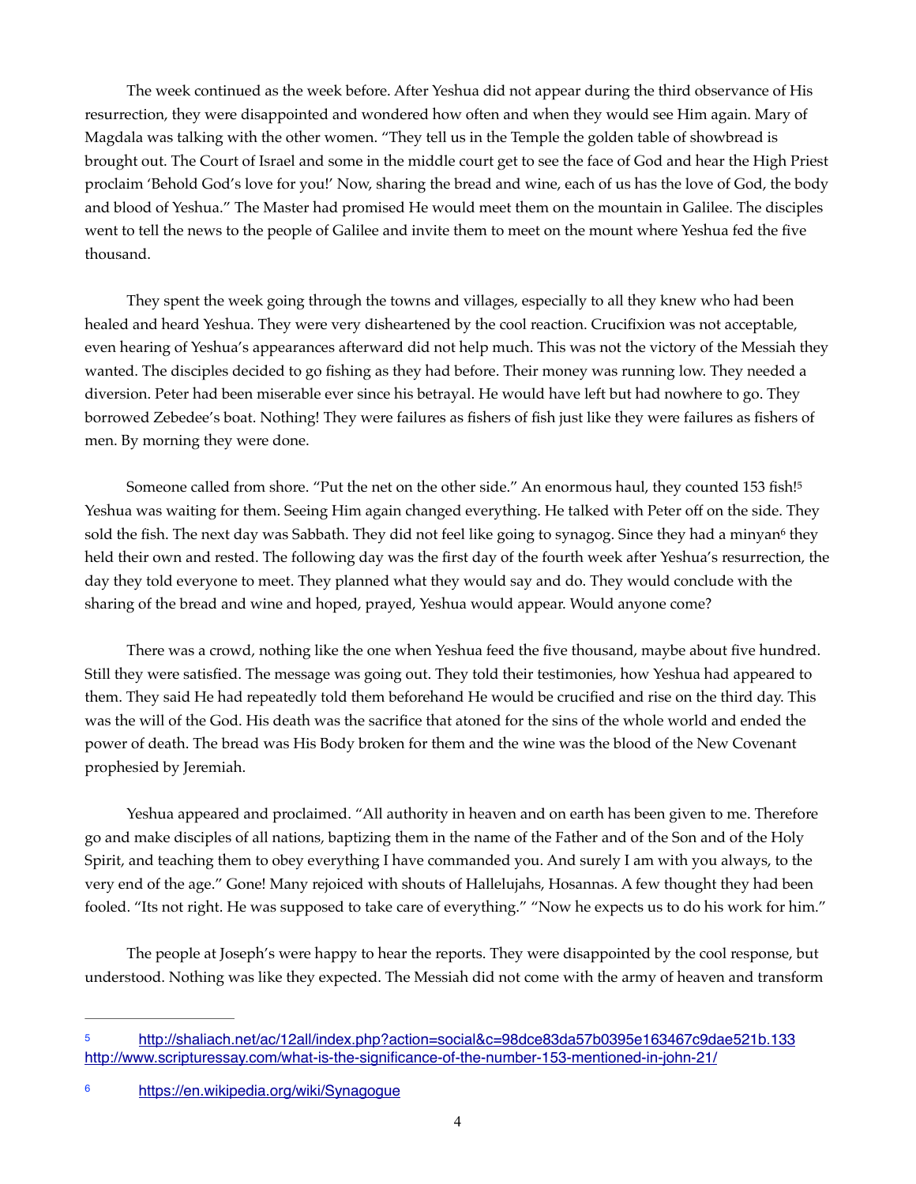The week continued as the week before. After Yeshua did not appear during the third observance of His resurrection, they were disappointed and wondered how often and when they would see Him again. Mary of Magdala was talking with the other women. "They tell us in the Temple the golden table of showbread is brought out. The Court of Israel and some in the middle court get to see the face of God and hear the High Priest proclaim 'Behold God's love for you!' Now, sharing the bread and wine, each of us has the love of God, the body and blood of Yeshua." The Master had promised He would meet them on the mountain in Galilee. The disciples went to tell the news to the people of Galilee and invite them to meet on the mount where Yeshua fed the five thousand.

They spent the week going through the towns and villages, especially to all they knew who had been healed and heard Yeshua. They were very disheartened by the cool reaction. Crucifixion was not acceptable, even hearing of Yeshua's appearances afterward did not help much. This was not the victory of the Messiah they wanted. The disciples decided to go fishing as they had before. Their money was running low. They needed a diversion. Peter had been miserable ever since his betrayal. He would have left but had nowhere to go. They borrowed Zebedee's boat. Nothing! They were failures as fishers of fish just like they were failures as fishers of men. By morning they were done.

Someone called from shore. "Put the net on the other side." An enormous haul, they counted 153 fish![5] Yeshua was waiting for them. Seeing Him again changed everything. He talked with Peter off on the side. They sold the fish. The next day was Sabbath. They did not feel like going to synagog. Since they had a minyan[6] they held their own and rested. The following day was the first day of the fourth week after Yeshua's resurrection, the day they told everyone to meet. They planned what they would say and do. They would conclude with the sharing of the bread and wine and hoped, prayed, Yeshua would appear. Would anyone come?

There was a crowd, nothing like the one when Yeshua feed the five thousand, maybe about five hundred. Still they were satisfied. The message was going out. They told their testimonies, how Yeshua had appeared to them. They said He had repeatedly told them beforehand He would be crucified and rise on the third day. This was the will of the God. His death was the sacrifice that atoned for the sins of the whole world and ended the power of death. The bread was His Body broken for them and the wine was the blood of the New Covenant prophesied by Jeremiah.

Yeshua appeared and proclaimed. "All authority in heaven and on earth has been given to me. Therefore go and make disciples of all nations, baptizing them in the name of the Father and of the Son and of the Holy Spirit, and teaching them to obey everything I have commanded you. And surely I am with you always, to the very end of the age." Gone! Many rejoiced with shouts of Hallelujahs, Hosannas. A few thought they had been fooled. "Its not right. He was supposed to take care of everything." "Now he expects us to do his work for him."

The people at Joseph's were happy to hear the reports. They were disappointed by the cool response, but understood. Nothing was like they expected. The Messiah did not come with the army of heaven and transform

---

[5] http://shaliach.net/ac/12all/index.php?action=social&c=98dce83da57b0395e163467c9dae521b.133 http://www.scripturessay.com/what-is-the-significance-of-the-number-153-mentioned-in-john-21/

[6] https://en.wikipedia.org/wiki/Synagogue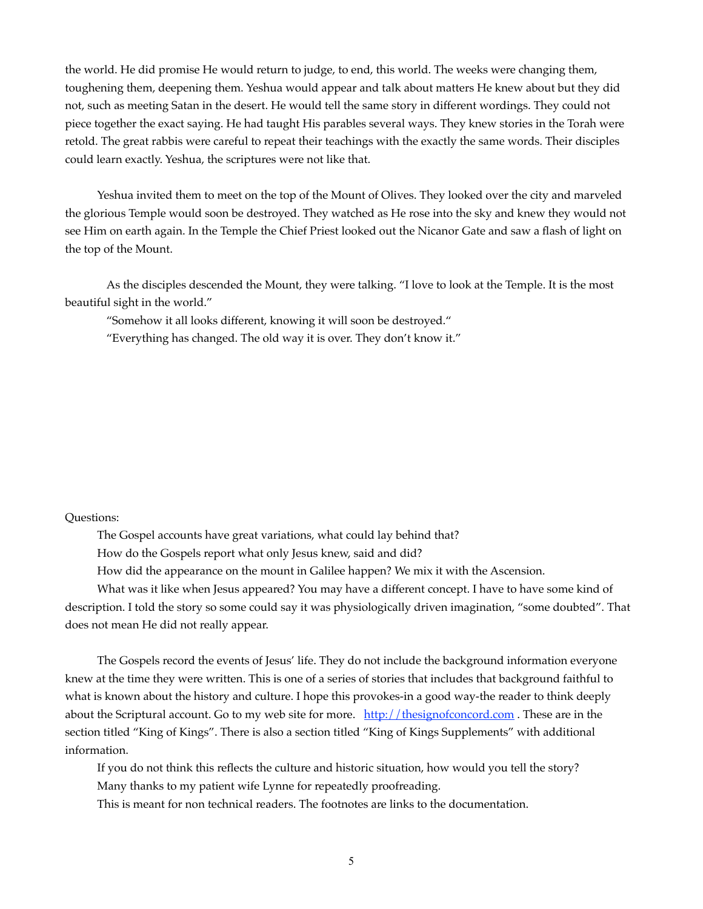the world. He did promise He would return to judge, to end, this world. The weeks were changing them, toughening them, deepening them. Yeshua would appear and talk about matters He knew about but they did not, such as meeting Satan in the desert. He would tell the same story in different wordings. They could not piece together the exact saying. He had taught His parables several ways. They knew stories in the Torah were retold. The great rabbis were careful to repeat their teachings with the exactly the same words. Their disciples could learn exactly. Yeshua, the scriptures were not like that.

Yeshua invited them to meet on the top of the Mount of Olives. They looked over the city and marveled the glorious Temple would soon be destroyed. They watched as He rose into the sky and knew they would not see Him on earth again. In the Temple the Chief Priest looked out the Nicanor Gate and saw a flash of light on the top of the Mount.

As the disciples descended the Mount, they were talking. "I love to look at the Temple. It is the most beautiful sight in the world."

"Somehow it all looks different, knowing it will soon be destroyed."

"Everything has changed. The old way it is over. They don't know it."

Questions:

The Gospel accounts have great variations, what could lay behind that?

How do the Gospels report what only Jesus knew, said and did?

How did the appearance on the mount in Galilee happen? We mix it with the Ascension.

What was it like when Jesus appeared? You may have a different concept. I have to have some kind of description. I told the story so some could say it was physiologically driven imagination, "some doubted". That does not mean He did not really appear.

The Gospels record the events of Jesus' life. They do not include the background information everyone knew at the time they were written. This is one of a series of stories that includes that background faithful to what is known about the history and culture. I hope this provokes-in a good way-the reader to think deeply about the Scriptural account. Go to my web site for more. [http://thesignofconcord.com](http://thesignofconcord.com) . These are in the section titled "King of Kings". There is also a section titled "King of Kings Supplements" with additional information.

If you do not think this reflects the culture and historic situation, how would you tell the story?

Many thanks to my patient wife Lynne for repeatedly proofreading.

This is meant for non technical readers. The footnotes are links to the documentation.